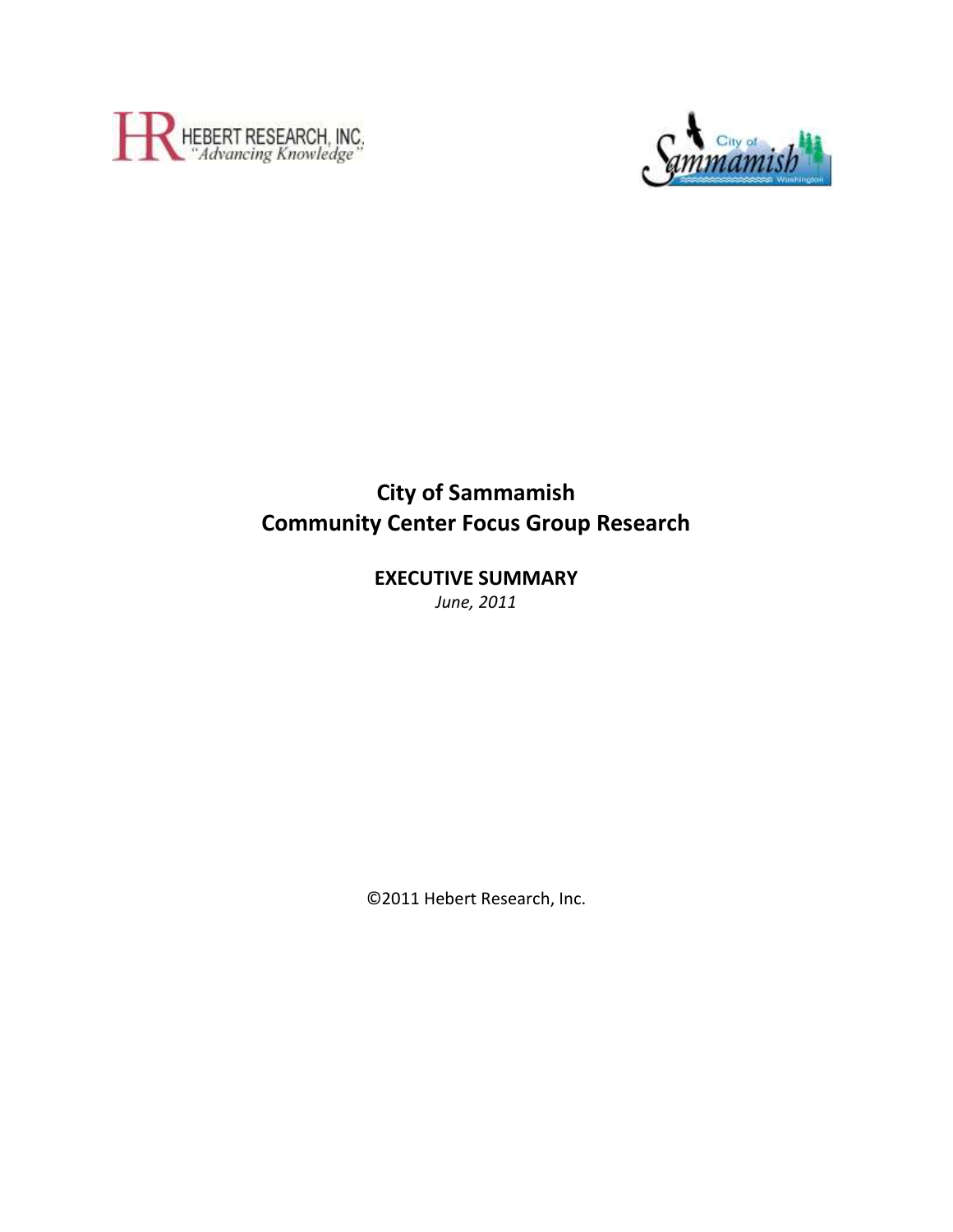HEBERT RESEARCH, INC.
*"Advancing Knowledge"*

City of Sammamish Washington

# City of Sammamish
# Community Center Focus Group Research

## EXECUTIVE SUMMARY

*June, 2011*

©2011 Hebert Research, Inc.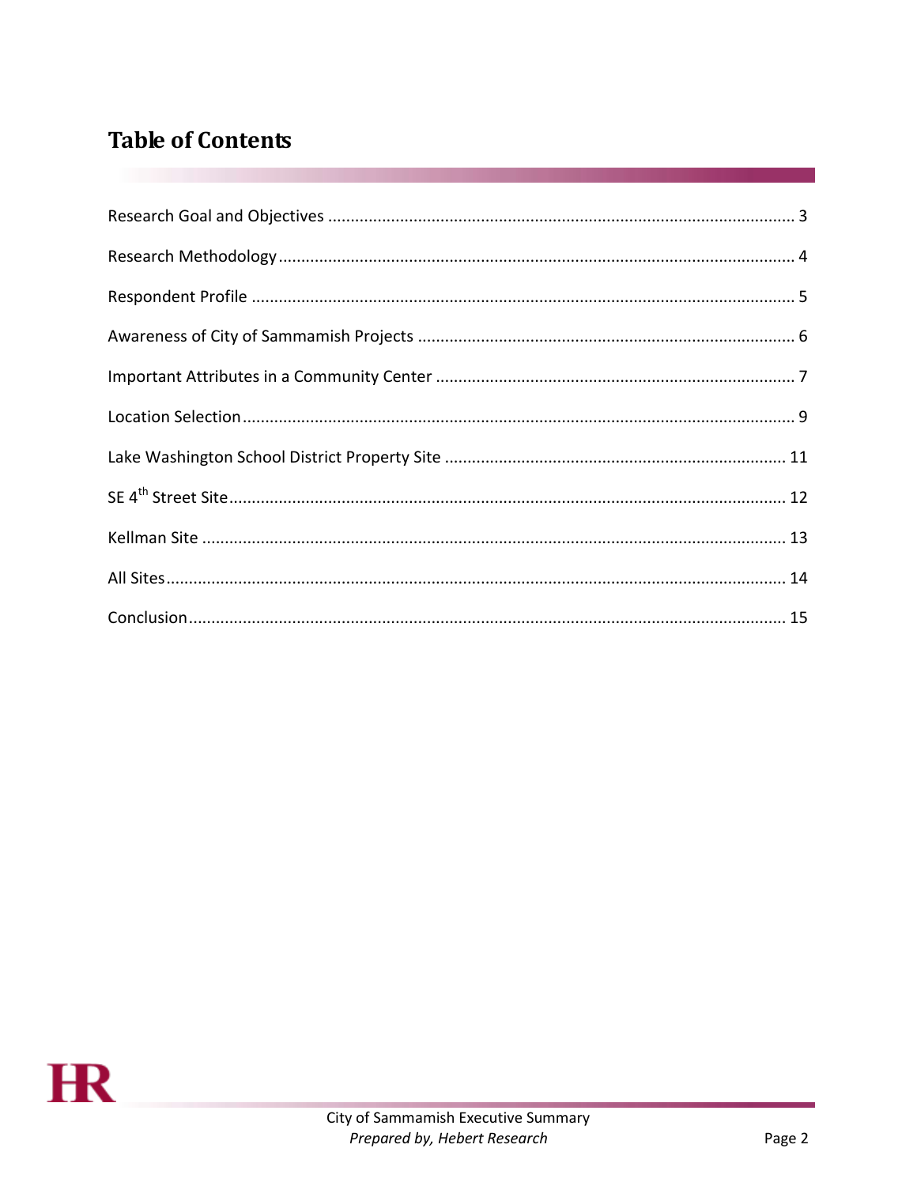## Table of Contents

Research Goal and Objectives ........................................................................................................ 3

Research Methodology .................................................................................................................. 4

Respondent Profile ........................................................................................................................ 5

Awareness of City of Sammamish Projects .................................................................................... 6

Important Attributes in a Community Center ................................................................................ 7

Location Selection .......................................................................................................................... 9

Lake Washington School District Property Site ........................................................................... 11

SE 4th Street Site .......................................................................................................................... 12

Kellman Site ................................................................................................................................. 13

All Sites ........................................................................................................................................ 14

Conclusion .................................................................................................................................... 15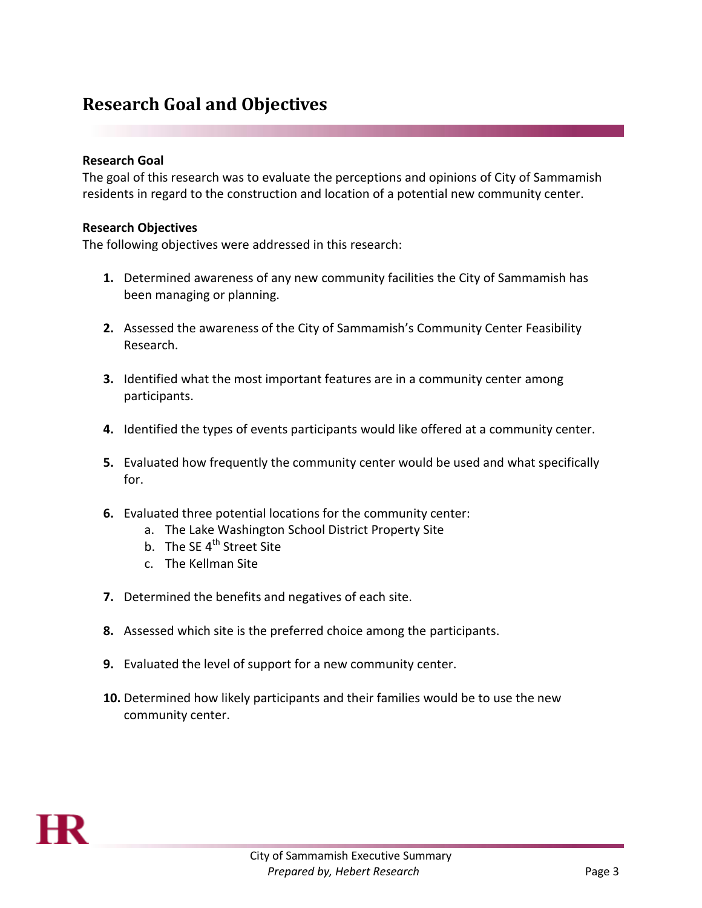# Research Goal and Objectives

**Research Goal**

The goal of this research was to evaluate the perceptions and opinions of City of Sammamish residents in regard to the construction and location of a potential new community center.

**Research Objectives**

The following objectives were addressed in this research:

1. Determined awareness of any new community facilities the City of Sammamish has been managing or planning.

2. Assessed the awareness of the City of Sammamish's Community Center Feasibility Research.

3. Identified what the most important features are in a community center among participants.

4. Identified the types of events participants would like offered at a community center.

5. Evaluated how frequently the community center would be used and what specifically for.

6. Evaluated three potential locations for the community center:
   a. The Lake Washington School District Property Site
   b. The SE 4th Street Site
   c. The Kellman Site

7. Determined the benefits and negatives of each site.

8. Assessed which site is the preferred choice among the participants.

9. Evaluated the level of support for a new community center.

10. Determined how likely participants and their families would be to use the new community center.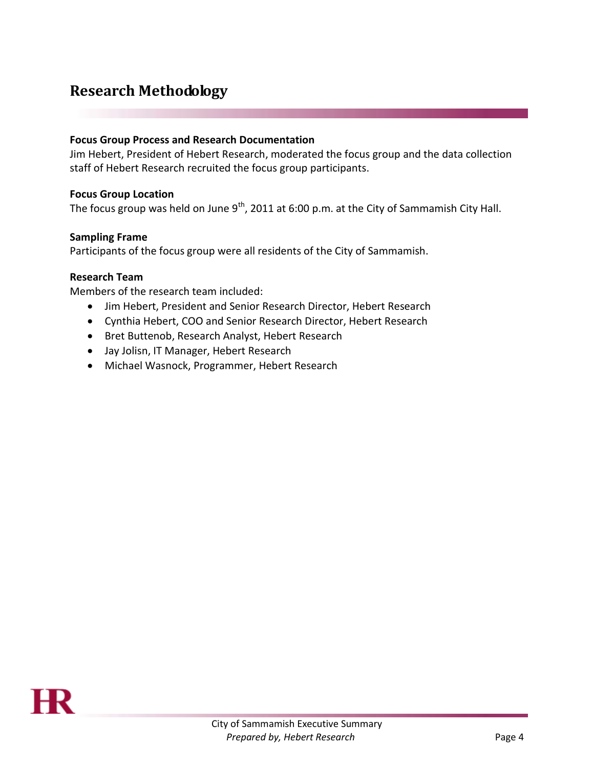# Research Methodology

**Focus Group Process and Research Documentation**

Jim Hebert, President of Hebert Research, moderated the focus group and the data collection staff of Hebert Research recruited the focus group participants.

**Focus Group Location**

The focus group was held on June 9th, 2011 at 6:00 p.m. at the City of Sammamish City Hall.

**Sampling Frame**

Participants of the focus group were all residents of the City of Sammamish.

**Research Team**

Members of the research team included:

- Jim Hebert, President and Senior Research Director, Hebert Research
- Cynthia Hebert, COO and Senior Research Director, Hebert Research
- Bret Buttenob, Research Analyst, Hebert Research
- Jay Jolisn, IT Manager, Hebert Research
- Michael Wasnock, Programmer, Hebert Research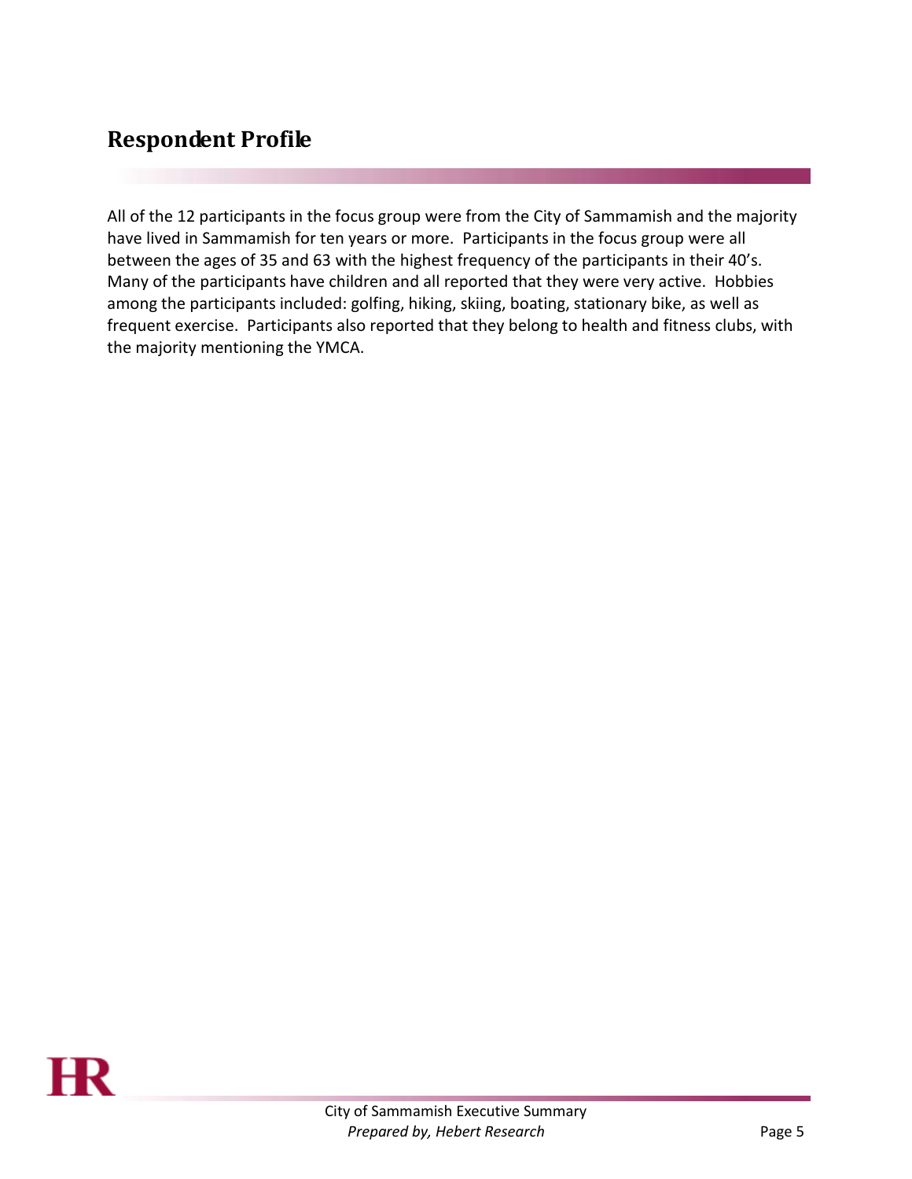## Respondent Profile

All of the 12 participants in the focus group were from the City of Sammamish and the majority have lived in Sammamish for ten years or more. Participants in the focus group were all between the ages of 35 and 63 with the highest frequency of the participants in their 40's. Many of the participants have children and all reported that they were very active. Hobbies among the participants included: golfing, hiking, skiing, boating, stationary bike, as well as frequent exercise. Participants also reported that they belong to health and fitness clubs, with the majority mentioning the YMCA.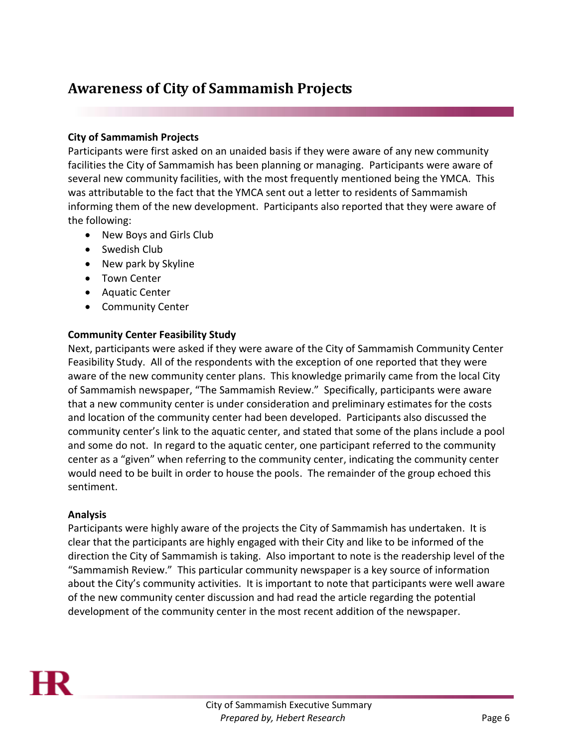# Awareness of City of Sammamish Projects

**City of Sammamish Projects**

Participants were first asked on an unaided basis if they were aware of any new community facilities the City of Sammamish has been planning or managing. Participants were aware of several new community facilities, with the most frequently mentioned being the YMCA. This was attributable to the fact that the YMCA sent out a letter to residents of Sammamish informing them of the new development. Participants also reported that they were aware of the following:

- New Boys and Girls Club
- Swedish Club
- New park by Skyline
- Town Center
- Aquatic Center
- Community Center

**Community Center Feasibility Study**

Next, participants were asked if they were aware of the City of Sammamish Community Center Feasibility Study. All of the respondents with the exception of one reported that they were aware of the new community center plans. This knowledge primarily came from the local City of Sammamish newspaper, "The Sammamish Review." Specifically, participants were aware that a new community center is under consideration and preliminary estimates for the costs and location of the community center had been developed. Participants also discussed the community center's link to the aquatic center, and stated that some of the plans include a pool and some do not. In regard to the aquatic center, one participant referred to the community center as a "given" when referring to the community center, indicating the community center would need to be built in order to house the pools. The remainder of the group echoed this sentiment.

**Analysis**

Participants were highly aware of the projects the City of Sammamish has undertaken. It is clear that the participants are highly engaged with their City and like to be informed of the direction the City of Sammamish is taking. Also important to note is the readership level of the "Sammamish Review." This particular community newspaper is a key source of information about the City's community activities. It is important to note that participants were well aware of the new community center discussion and had read the article regarding the potential development of the community center in the most recent addition of the newspaper.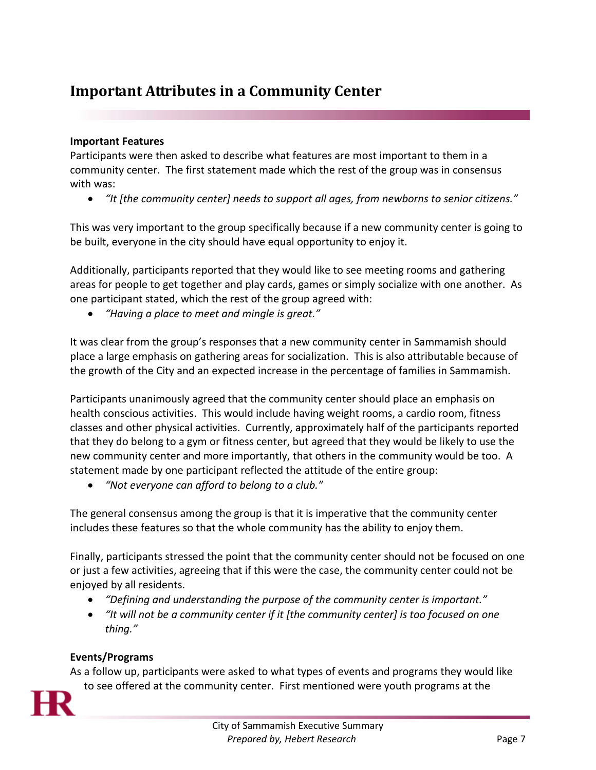## Important Attributes in a Community Center

**Important Features**

Participants were then asked to describe what features are most important to them in a community center. The first statement made which the rest of the group was in consensus with was:

- *"It [the community center] needs to support all ages, from newborns to senior citizens."*

This was very important to the group specifically because if a new community center is going to be built, everyone in the city should have equal opportunity to enjoy it.

Additionally, participants reported that they would like to see meeting rooms and gathering areas for people to get together and play cards, games or simply socialize with one another. As one participant stated, which the rest of the group agreed with:

- *"Having a place to meet and mingle is great."*

It was clear from the group's responses that a new community center in Sammamish should place a large emphasis on gathering areas for socialization. This is also attributable because of the growth of the City and an expected increase in the percentage of families in Sammamish.

Participants unanimously agreed that the community center should place an emphasis on health conscious activities. This would include having weight rooms, a cardio room, fitness classes and other physical activities. Currently, approximately half of the participants reported that they do belong to a gym or fitness center, but agreed that they would be likely to use the new community center and more importantly, that others in the community would be too. A statement made by one participant reflected the attitude of the entire group:

- *"Not everyone can afford to belong to a club."*

The general consensus among the group is that it is imperative that the community center includes these features so that the whole community has the ability to enjoy them.

Finally, participants stressed the point that the community center should not be focused on one or just a few activities, agreeing that if this were the case, the community center could not be enjoyed by all residents.

- *"Defining and understanding the purpose of the community center is important."*
- *"It will not be a community center if it [the community center] is too focused on one thing."*

**Events/Programs**

As a follow up, participants were asked to what types of events and programs they would like to see offered at the community center. First mentioned were youth programs at the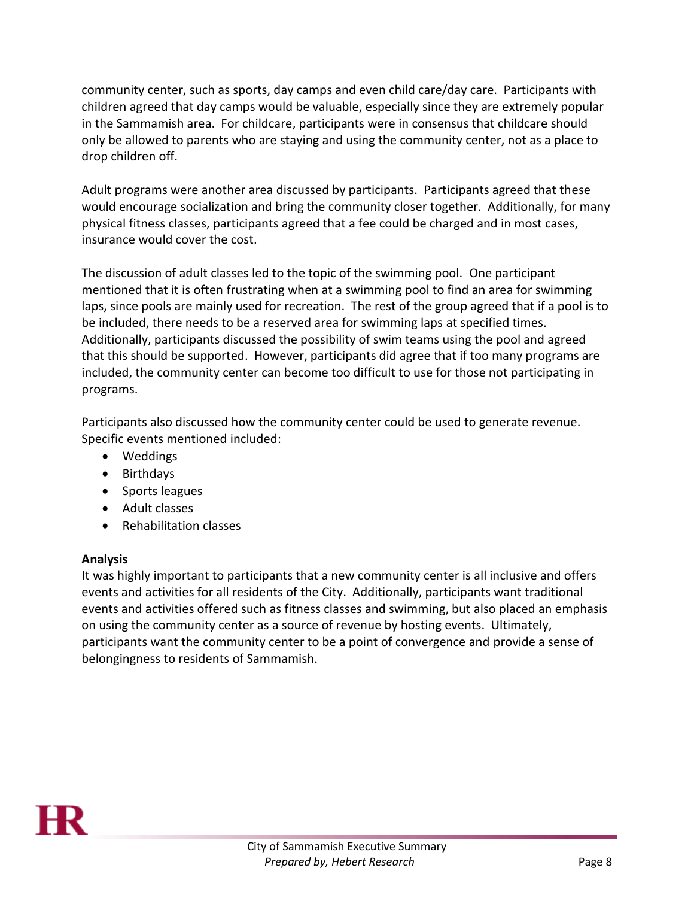community center, such as sports, day camps and even child care/day care. Participants with children agreed that day camps would be valuable, especially since they are extremely popular in the Sammamish area. For childcare, participants were in consensus that childcare should only be allowed to parents who are staying and using the community center, not as a place to drop children off.

Adult programs were another area discussed by participants. Participants agreed that these would encourage socialization and bring the community closer together. Additionally, for many physical fitness classes, participants agreed that a fee could be charged and in most cases, insurance would cover the cost.

The discussion of adult classes led to the topic of the swimming pool. One participant mentioned that it is often frustrating when at a swimming pool to find an area for swimming laps, since pools are mainly used for recreation. The rest of the group agreed that if a pool is to be included, there needs to be a reserved area for swimming laps at specified times. Additionally, participants discussed the possibility of swim teams using the pool and agreed that this should be supported. However, participants did agree that if too many programs are included, the community center can become too difficult to use for those not participating in programs.

Participants also discussed how the community center could be used to generate revenue. Specific events mentioned included:

- Weddings
- Birthdays
- Sports leagues
- Adult classes
- Rehabilitation classes

**Analysis**

It was highly important to participants that a new community center is all inclusive and offers events and activities for all residents of the City. Additionally, participants want traditional events and activities offered such as fitness classes and swimming, but also placed an emphasis on using the community center as a source of revenue by hosting events. Ultimately, participants want the community center to be a point of convergence and provide a sense of belongingness to residents of Sammamish.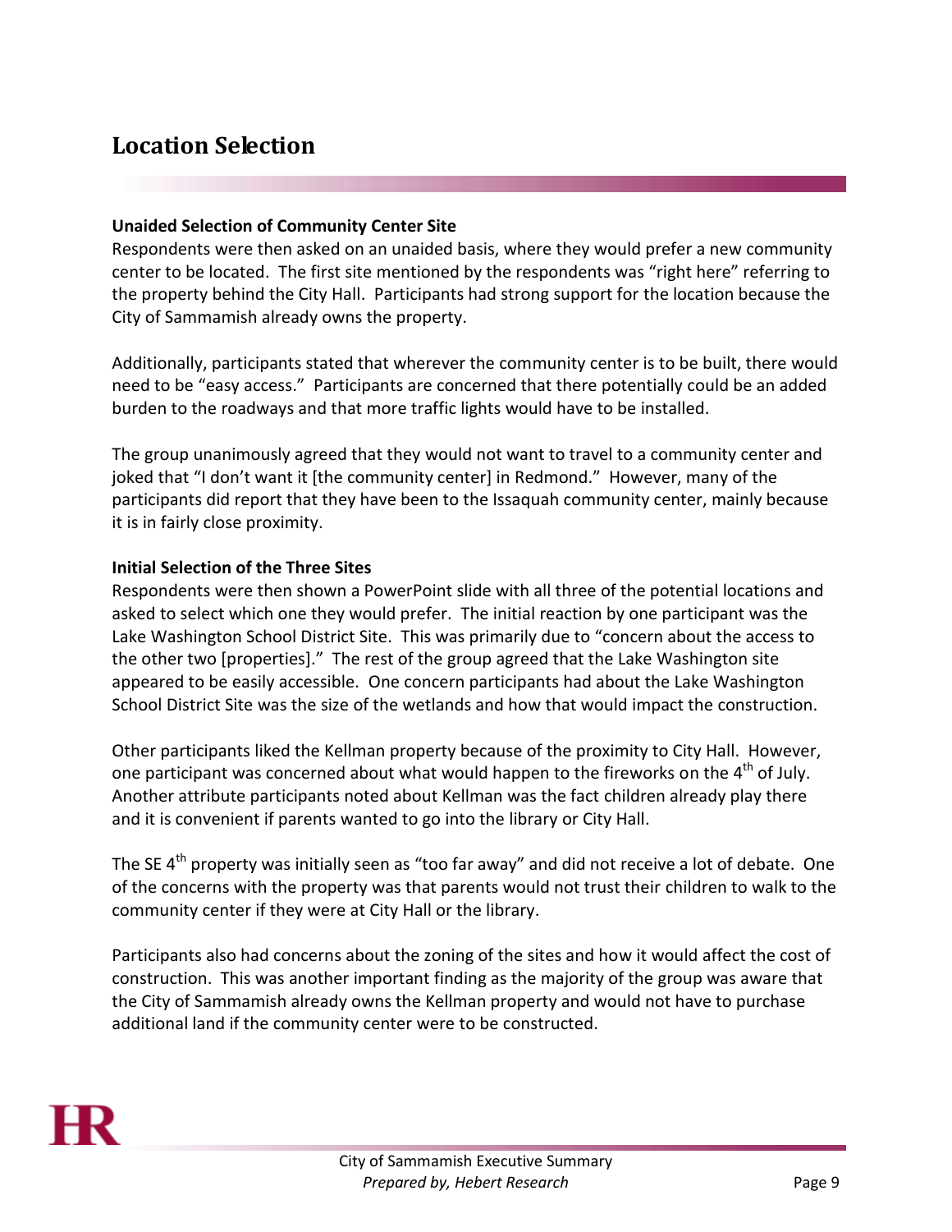## Location Selection

**Unaided Selection of Community Center Site**

Respondents were then asked on an unaided basis, where they would prefer a new community center to be located. The first site mentioned by the respondents was "right here" referring to the property behind the City Hall. Participants had strong support for the location because the City of Sammamish already owns the property.

Additionally, participants stated that wherever the community center is to be built, there would need to be "easy access." Participants are concerned that there potentially could be an added burden to the roadways and that more traffic lights would have to be installed.

The group unanimously agreed that they would not want to travel to a community center and joked that "I don't want it [the community center] in Redmond." However, many of the participants did report that they have been to the Issaquah community center, mainly because it is in fairly close proximity.

**Initial Selection of the Three Sites**

Respondents were then shown a PowerPoint slide with all three of the potential locations and asked to select which one they would prefer. The initial reaction by one participant was the Lake Washington School District Site. This was primarily due to "concern about the access to the other two [properties]." The rest of the group agreed that the Lake Washington site appeared to be easily accessible. One concern participants had about the Lake Washington School District Site was the size of the wetlands and how that would impact the construction.

Other participants liked the Kellman property because of the proximity to City Hall. However, one participant was concerned about what would happen to the fireworks on the 4th of July. Another attribute participants noted about Kellman was the fact children already play there and it is convenient if parents wanted to go into the library or City Hall.

The SE 4th property was initially seen as "too far away" and did not receive a lot of debate. One of the concerns with the property was that parents would not trust their children to walk to the community center if they were at City Hall or the library.

Participants also had concerns about the zoning of the sites and how it would affect the cost of construction. This was another important finding as the majority of the group was aware that the City of Sammamish already owns the Kellman property and would not have to purchase additional land if the community center were to be constructed.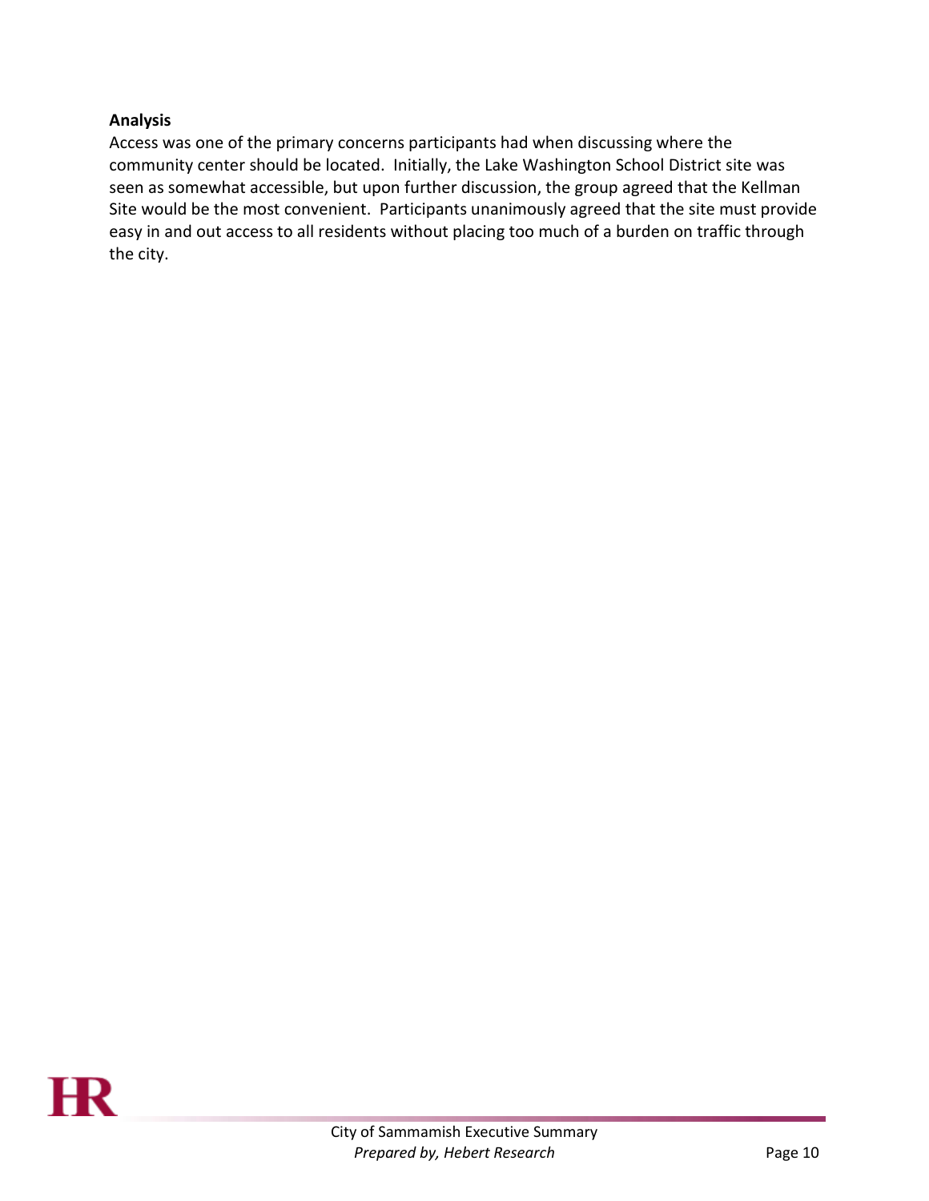**Analysis**

Access was one of the primary concerns participants had when discussing where the community center should be located. Initially, the Lake Washington School District site was seen as somewhat accessible, but upon further discussion, the group agreed that the Kellman Site would be the most convenient. Participants unanimously agreed that the site must provide easy in and out access to all residents without placing too much of a burden on traffic through the city.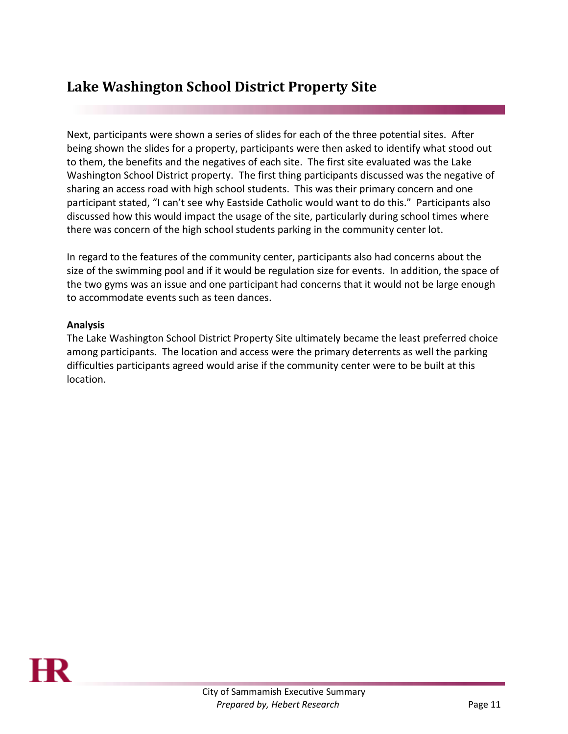## Lake Washington School District Property Site

Next, participants were shown a series of slides for each of the three potential sites. After being shown the slides for a property, participants were then asked to identify what stood out to them, the benefits and the negatives of each site. The first site evaluated was the Lake Washington School District property. The first thing participants discussed was the negative of sharing an access road with high school students. This was their primary concern and one participant stated, "I can't see why Eastside Catholic would want to do this." Participants also discussed how this would impact the usage of the site, particularly during school times where there was concern of the high school students parking in the community center lot.

In regard to the features of the community center, participants also had concerns about the size of the swimming pool and if it would be regulation size for events. In addition, the space of the two gyms was an issue and one participant had concerns that it would not be large enough to accommodate events such as teen dances.

**Analysis**

The Lake Washington School District Property Site ultimately became the least preferred choice among participants. The location and access were the primary deterrents as well the parking difficulties participants agreed would arise if the community center were to be built at this location.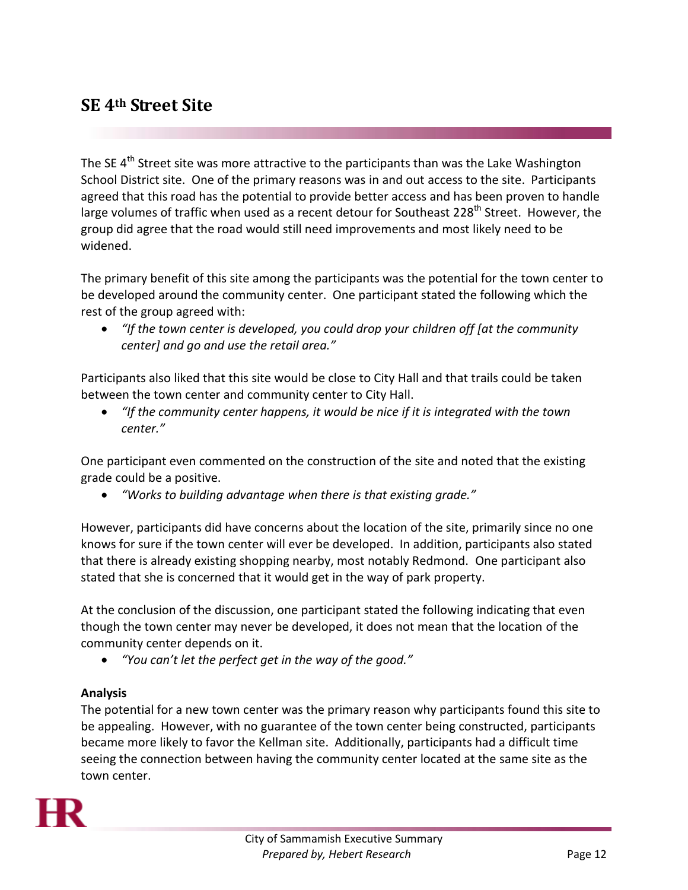## SE 4th Street Site

The SE 4th Street site was more attractive to the participants than was the Lake Washington School District site. One of the primary reasons was in and out access to the site. Participants agreed that this road has the potential to provide better access and has been proven to handle large volumes of traffic when used as a recent detour for Southeast 228th Street. However, the group did agree that the road would still need improvements and most likely need to be widened.

The primary benefit of this site among the participants was the potential for the town center to be developed around the community center. One participant stated the following which the rest of the group agreed with:

- *"If the town center is developed, you could drop your children off [at the community center] and go and use the retail area."*

Participants also liked that this site would be close to City Hall and that trails could be taken between the town center and community center to City Hall.

- *"If the community center happens, it would be nice if it is integrated with the town center."*

One participant even commented on the construction of the site and noted that the existing grade could be a positive.

- *"Works to building advantage when there is that existing grade."*

However, participants did have concerns about the location of the site, primarily since no one knows for sure if the town center will ever be developed. In addition, participants also stated that there is already existing shopping nearby, most notably Redmond. One participant also stated that she is concerned that it would get in the way of park property.

At the conclusion of the discussion, one participant stated the following indicating that even though the town center may never be developed, it does not mean that the location of the community center depends on it.

- *"You can't let the perfect get in the way of the good."*

**Analysis**

The potential for a new town center was the primary reason why participants found this site to be appealing. However, with no guarantee of the town center being constructed, participants became more likely to favor the Kellman site. Additionally, participants had a difficult time seeing the connection between having the community center located at the same site as the town center.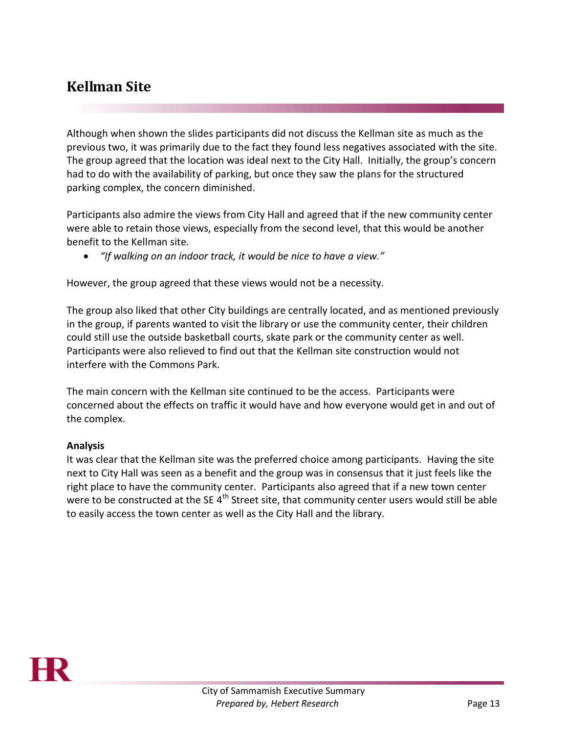## Kellman Site

Although when shown the slides participants did not discuss the Kellman site as much as the previous two, it was primarily due to the fact they found less negatives associated with the site. The group agreed that the location was ideal next to the City Hall. Initially, the group's concern had to do with the availability of parking, but once they saw the plans for the structured parking complex, the concern diminished.

Participants also admire the views from City Hall and agreed that if the new community center were able to retain those views, especially from the second level, that this would be another benefit to the Kellman site.

- *"If walking on an indoor track, it would be nice to have a view."*

However, the group agreed that these views would not be a necessity.

The group also liked that other City buildings are centrally located, and as mentioned previously in the group, if parents wanted to visit the library or use the community center, their children could still use the outside basketball courts, skate park or the community center as well. Participants were also relieved to find out that the Kellman site construction would not interfere with the Commons Park.

The main concern with the Kellman site continued to be the access. Participants were concerned about the effects on traffic it would have and how everyone would get in and out of the complex.

**Analysis**

It was clear that the Kellman site was the preferred choice among participants. Having the site next to City Hall was seen as a benefit and the group was in consensus that it just feels like the right place to have the community center. Participants also agreed that if a new town center were to be constructed at the SE 4th Street site, that community center users would still be able to easily access the town center as well as the City Hall and the library.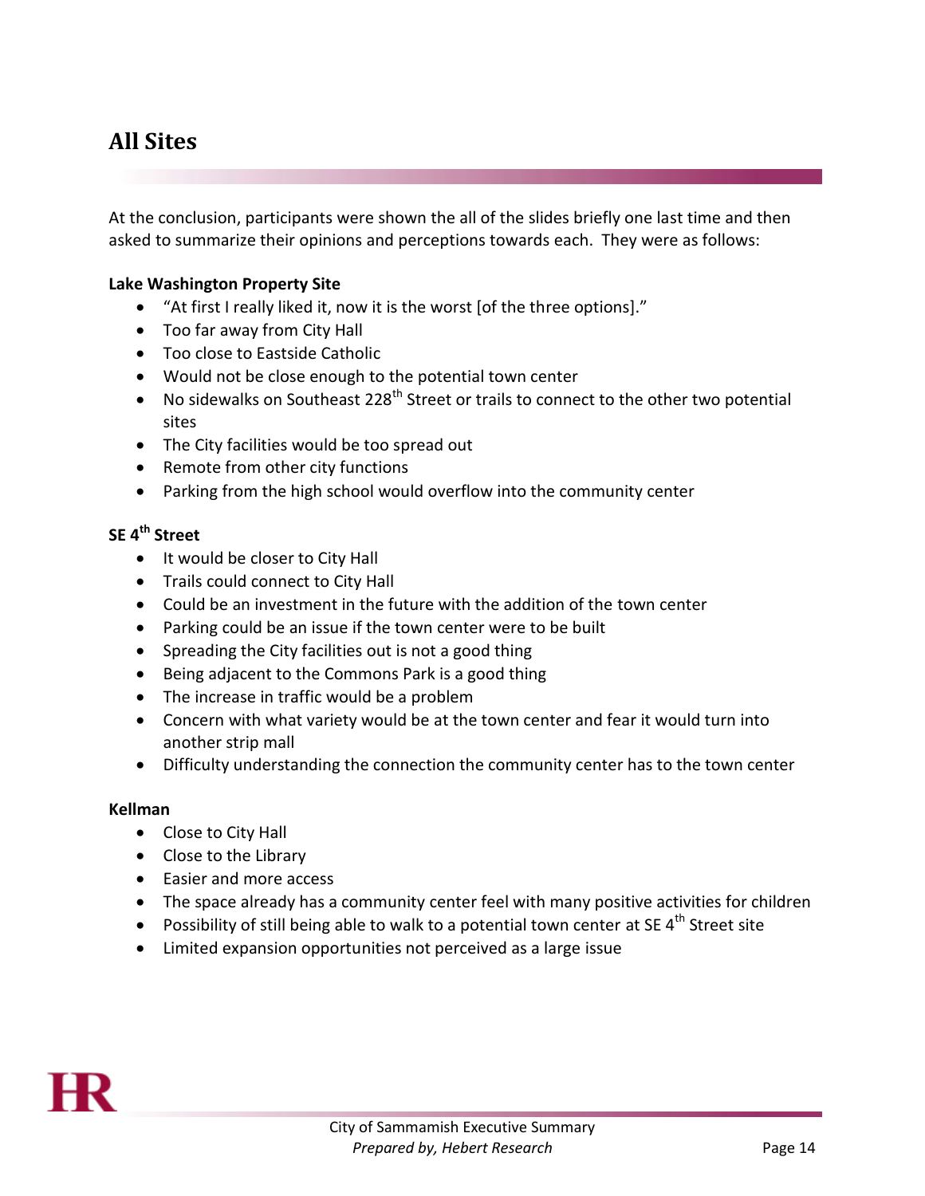## All Sites

At the conclusion, participants were shown the all of the slides briefly one last time and then asked to summarize their opinions and perceptions towards each. They were as follows:

**Lake Washington Property Site**

- "At first I really liked it, now it is the worst [of the three options]."
- Too far away from City Hall
- Too close to Eastside Catholic
- Would not be close enough to the potential town center
- No sidewalks on Southeast 228th Street or trails to connect to the other two potential sites
- The City facilities would be too spread out
- Remote from other city functions
- Parking from the high school would overflow into the community center

**SE 4th Street**

- It would be closer to City Hall
- Trails could connect to City Hall
- Could be an investment in the future with the addition of the town center
- Parking could be an issue if the town center were to be built
- Spreading the City facilities out is not a good thing
- Being adjacent to the Commons Park is a good thing
- The increase in traffic would be a problem
- Concern with what variety would be at the town center and fear it would turn into another strip mall
- Difficulty understanding the connection the community center has to the town center

**Kellman**

- Close to City Hall
- Close to the Library
- Easier and more access
- The space already has a community center feel with many positive activities for children
- Possibility of still being able to walk to a potential town center at SE 4th Street site
- Limited expansion opportunities not perceived as a large issue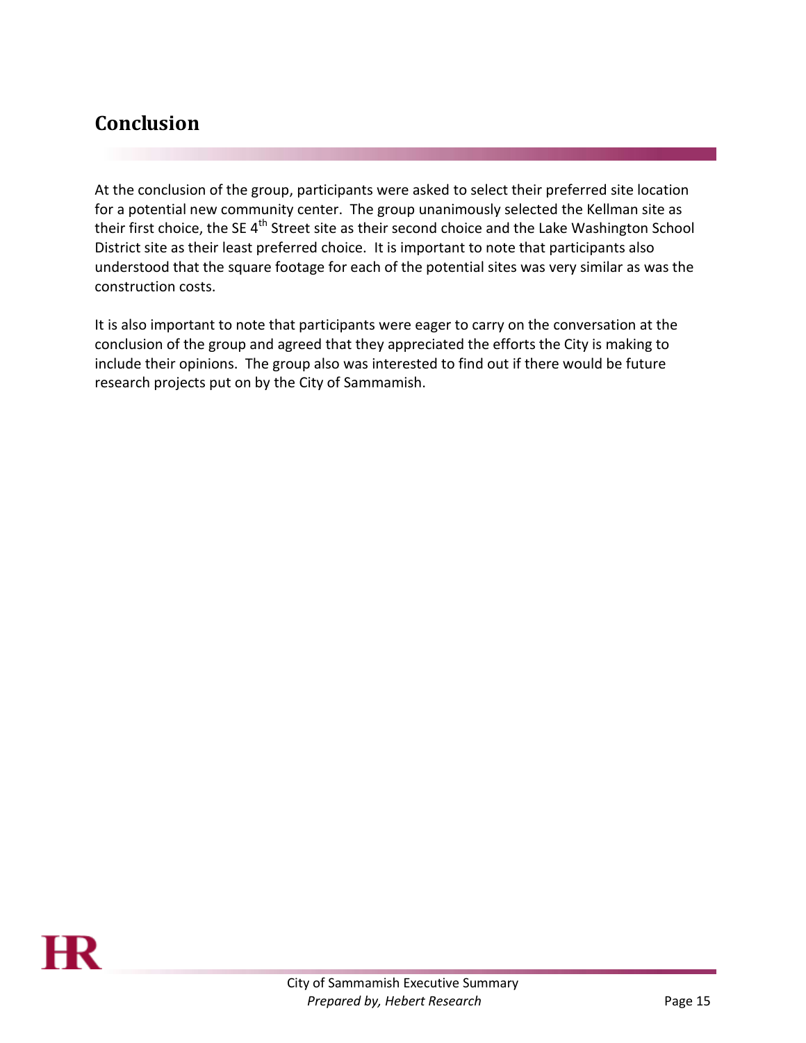## Conclusion

At the conclusion of the group, participants were asked to select their preferred site location for a potential new community center. The group unanimously selected the Kellman site as their first choice, the SE 4th Street site as their second choice and the Lake Washington School District site as their least preferred choice. It is important to note that participants also understood that the square footage for each of the potential sites was very similar as was the construction costs.

It is also important to note that participants were eager to carry on the conversation at the conclusion of the group and agreed that they appreciated the efforts the City is making to include their opinions. The group also was interested to find out if there would be future research projects put on by the City of Sammamish.